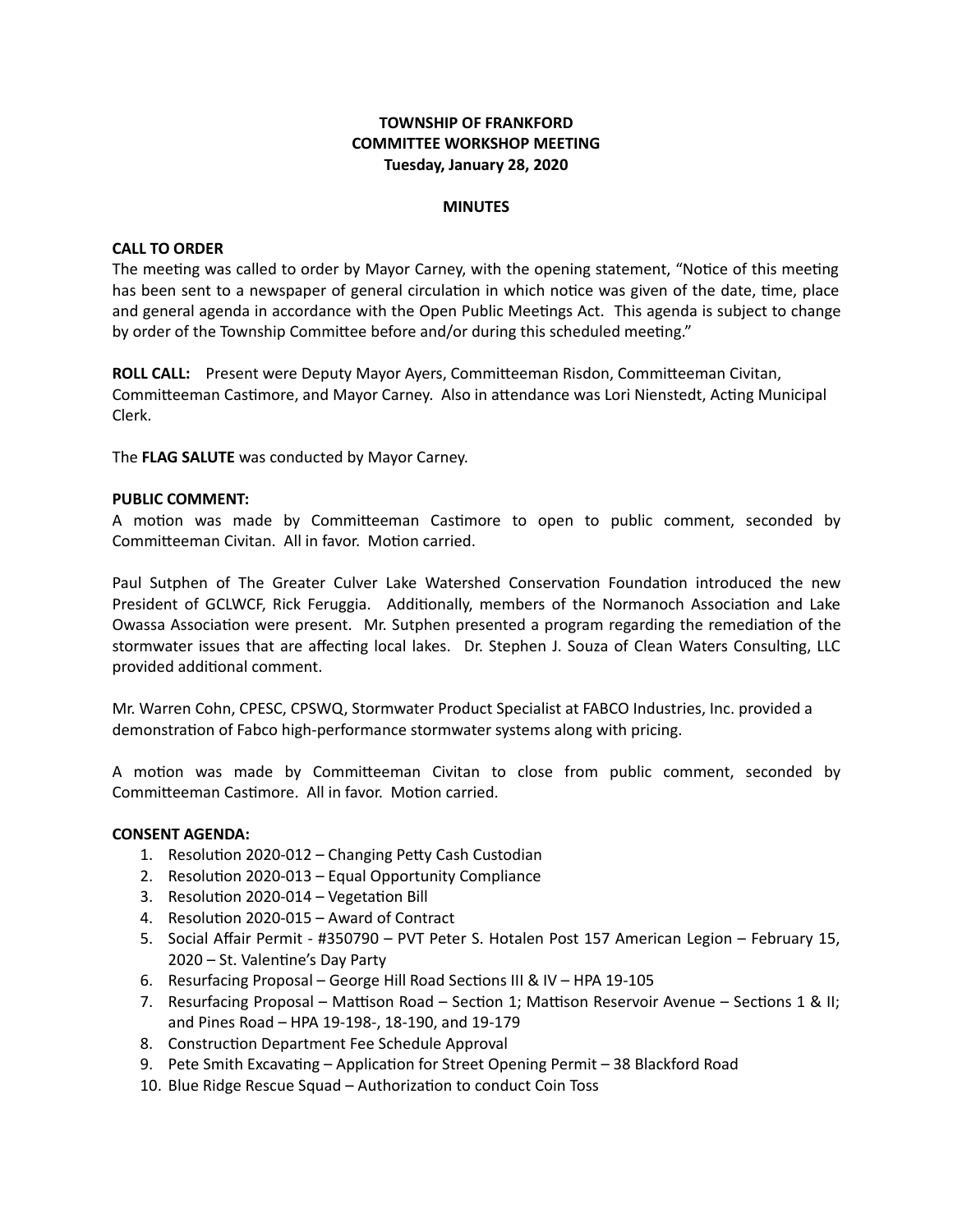**TOWNSHIP OF FRANKFORD**
**COMMITTEE WORKSHOP MEETING**
**Tuesday, January 28, 2020**

**MINUTES**

**CALL TO ORDER**

The meeting was called to order by Mayor Carney, with the opening statement, "Notice of this meeting has been sent to a newspaper of general circulation in which notice was given of the date, time, place and general agenda in accordance with the Open Public Meetings Act. This agenda is subject to change by order of the Township Committee before and/or during this scheduled meeting."

**ROLL CALL:** Present were Deputy Mayor Ayers, Committeeman Risdon, Committeeman Civitan, Committeeman Castimore, and Mayor Carney. Also in attendance was Lori Nienstedt, Acting Municipal Clerk.

The **FLAG SALUTE** was conducted by Mayor Carney.

**PUBLIC COMMENT:**

A motion was made by Committeeman Castimore to open to public comment, seconded by Committeeman Civitan. All in favor. Motion carried.

Paul Sutphen of The Greater Culver Lake Watershed Conservation Foundation introduced the new President of GCLWCF, Rick Feruggia. Additionally, members of the Normanoch Association and Lake Owassa Association were present. Mr. Sutphen presented a program regarding the remediation of the stormwater issues that are affecting local lakes. Dr. Stephen J. Souza of Clean Waters Consulting, LLC provided additional comment.

Mr. Warren Cohn, CPESC, CPSWQ, Stormwater Product Specialist at FABCO Industries, Inc. provided a demonstration of Fabco high-performance stormwater systems along with pricing.

A motion was made by Committeeman Civitan to close from public comment, seconded by Committeeman Castimore. All in favor. Motion carried.

**CONSENT AGENDA:**

1. Resolution 2020-012 – Changing Petty Cash Custodian
2. Resolution 2020-013 – Equal Opportunity Compliance
3. Resolution 2020-014 – Vegetation Bill
4. Resolution 2020-015 – Award of Contract
5. Social Affair Permit - #350790 – PVT Peter S. Hotalen Post 157 American Legion – February 15, 2020 – St. Valentine's Day Party
6. Resurfacing Proposal – George Hill Road Sections III & IV – HPA 19-105
7. Resurfacing Proposal – Mattison Road – Section 1; Mattison Reservoir Avenue – Sections 1 & II; and Pines Road – HPA 19-198-, 18-190, and 19-179
8. Construction Department Fee Schedule Approval
9. Pete Smith Excavating – Application for Street Opening Permit – 38 Blackford Road
10. Blue Ridge Rescue Squad – Authorization to conduct Coin Toss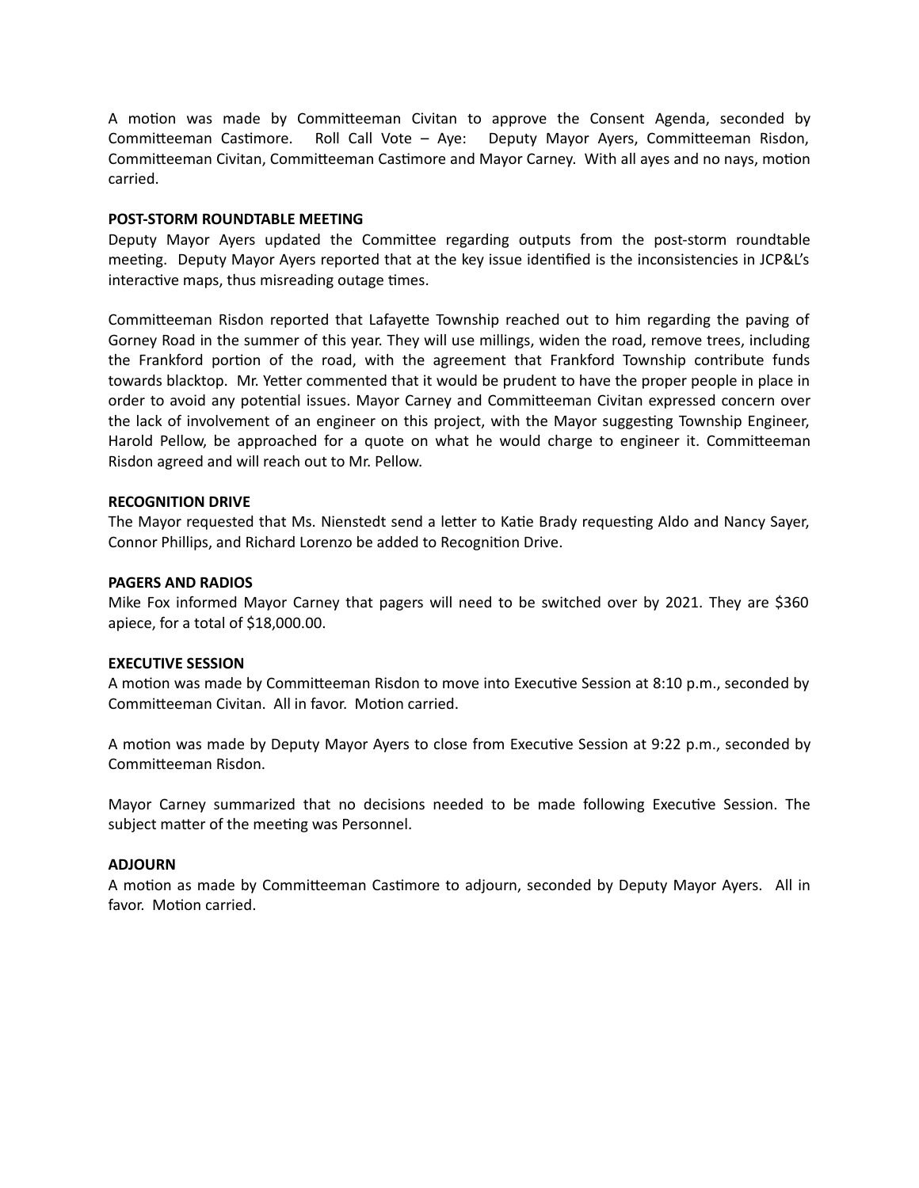A motion was made by Committeeman Civitan to approve the Consent Agenda, seconded by Committeeman Castimore. Roll Call Vote – Aye: Deputy Mayor Ayers, Committeeman Risdon, Committeeman Civitan, Committeeman Castimore and Mayor Carney. With all ayes and no nays, motion carried.

**POST-STORM ROUNDTABLE MEETING**

Deputy Mayor Ayers updated the Committee regarding outputs from the post-storm roundtable meeting. Deputy Mayor Ayers reported that at the key issue identified is the inconsistencies in JCP&L's interactive maps, thus misreading outage times.

Committeeman Risdon reported that Lafayette Township reached out to him regarding the paving of Gorney Road in the summer of this year. They will use millings, widen the road, remove trees, including the Frankford portion of the road, with the agreement that Frankford Township contribute funds towards blacktop. Mr. Yetter commented that it would be prudent to have the proper people in place in order to avoid any potential issues. Mayor Carney and Committeeman Civitan expressed concern over the lack of involvement of an engineer on this project, with the Mayor suggesting Township Engineer, Harold Pellow, be approached for a quote on what he would charge to engineer it. Committeeman Risdon agreed and will reach out to Mr. Pellow.

**RECOGNITION DRIVE**

The Mayor requested that Ms. Nienstedt send a letter to Katie Brady requesting Aldo and Nancy Sayer, Connor Phillips, and Richard Lorenzo be added to Recognition Drive.

**PAGERS AND RADIOS**

Mike Fox informed Mayor Carney that pagers will need to be switched over by 2021. They are $360 apiece, for a total of $18,000.00.

**EXECUTIVE SESSION**

A motion was made by Committeeman Risdon to move into Executive Session at 8:10 p.m., seconded by Committeeman Civitan. All in favor. Motion carried.

A motion was made by Deputy Mayor Ayers to close from Executive Session at 9:22 p.m., seconded by Committeeman Risdon.

Mayor Carney summarized that no decisions needed to be made following Executive Session. The subject matter of the meeting was Personnel.

**ADJOURN**

A motion as made by Committeeman Castimore to adjourn, seconded by Deputy Mayor Ayers. All in favor. Motion carried.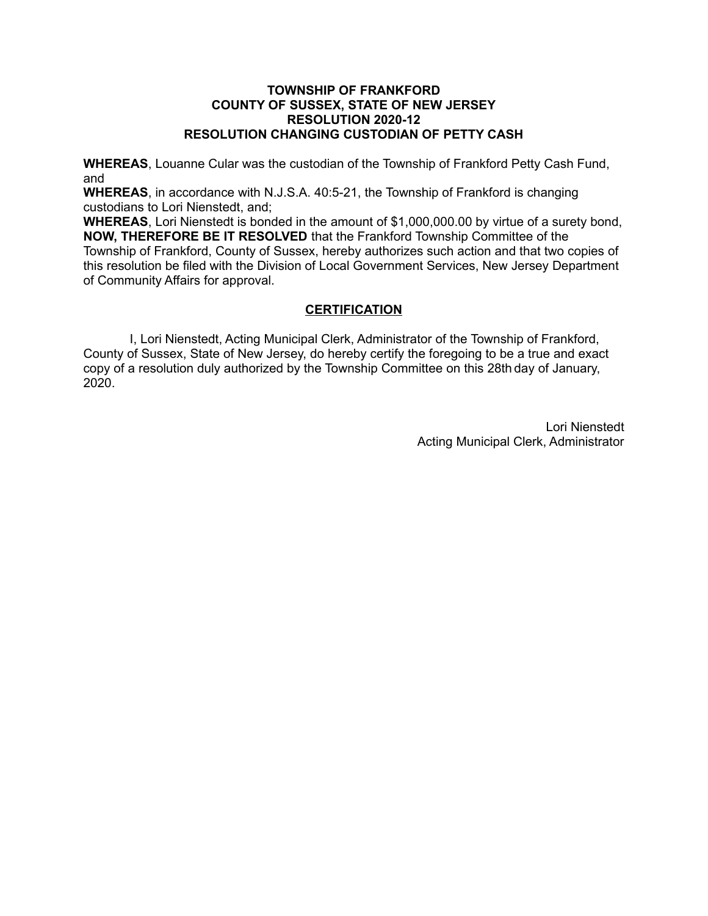**TOWNSHIP OF FRANKFORD**
**COUNTY OF SUSSEX, STATE OF NEW JERSEY**
**RESOLUTION 2020-12**
**RESOLUTION CHANGING CUSTODIAN OF PETTY CASH**

**WHEREAS**, Louanne Cular was the custodian of the Township of Frankford Petty Cash Fund, and

**WHEREAS**, in accordance with N.J.S.A. 40:5-21, the Township of Frankford is changing custodians to Lori Nienstedt, and;

**WHEREAS**, Lori Nienstedt is bonded in the amount of $1,000,000.00 by virtue of a surety bond,

**NOW, THEREFORE BE IT RESOLVED** that the Frankford Township Committee of the Township of Frankford, County of Sussex, hereby authorizes such action and that two copies of this resolution be filed with the Division of Local Government Services, New Jersey Department of Community Affairs for approval.

**CERTIFICATION**

I, Lori Nienstedt, Acting Municipal Clerk, Administrator of the Township of Frankford, County of Sussex, State of New Jersey, do hereby certify the foregoing to be a true and exact copy of a resolution duly authorized by the Township Committee on this 28th day of January, 2020.

Lori Nienstedt
Acting Municipal Clerk, Administrator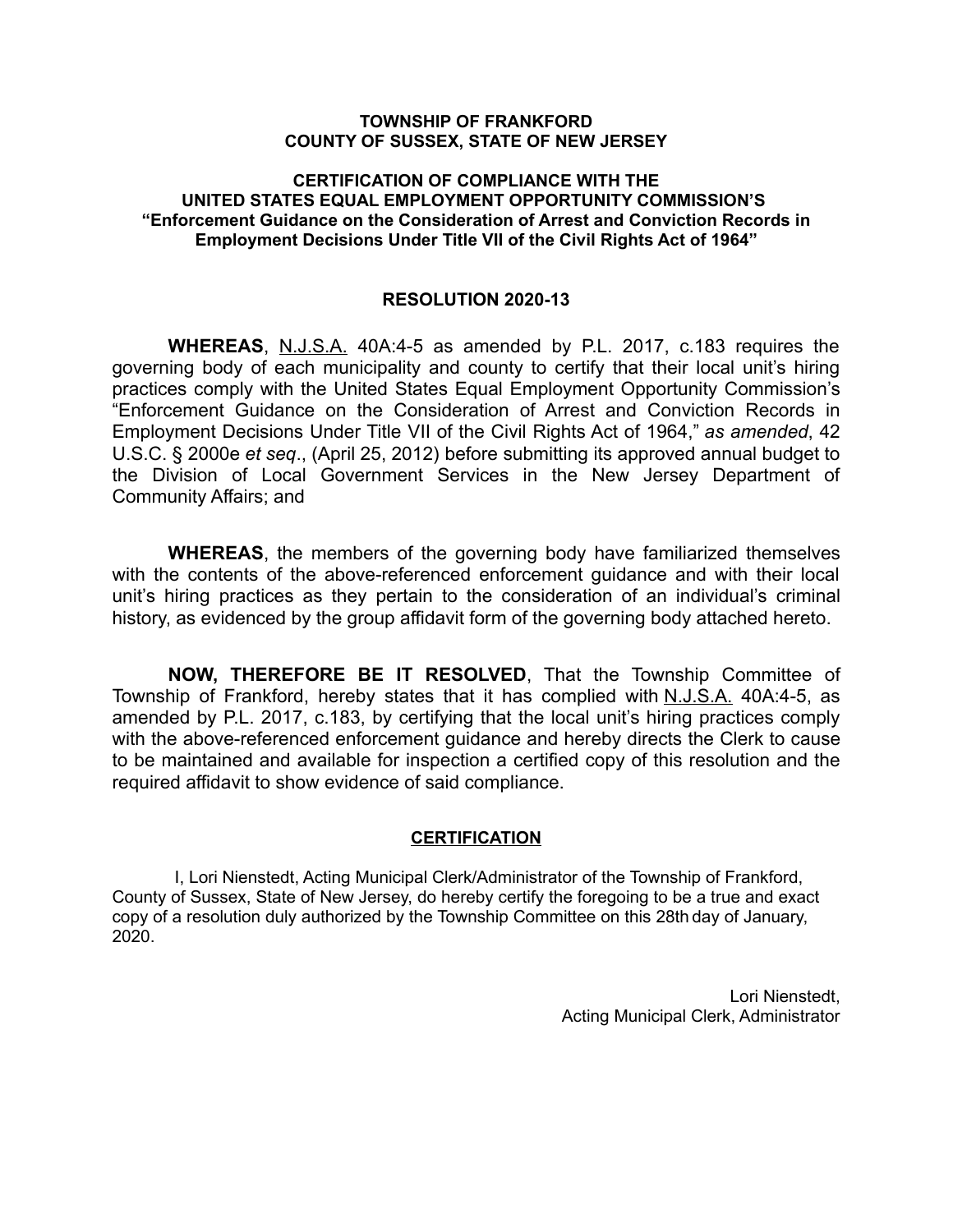**TOWNSHIP OF FRANKFORD**
**COUNTY OF SUSSEX, STATE OF NEW JERSEY**

**CERTIFICATION OF COMPLIANCE WITH THE UNITED STATES EQUAL EMPLOYMENT OPPORTUNITY COMMISSION'S "Enforcement Guidance on the Consideration of Arrest and Conviction Records in Employment Decisions Under Title VII of the Civil Rights Act of 1964"**

**RESOLUTION 2020-13**

**WHEREAS**, N.J.S.A. 40A:4-5 as amended by P.L. 2017, c.183 requires the governing body of each municipality and county to certify that their local unit's hiring practices comply with the United States Equal Employment Opportunity Commission's "Enforcement Guidance on the Consideration of Arrest and Conviction Records in Employment Decisions Under Title VII of the Civil Rights Act of 1964," *as amended*, 42 U.S.C. § 2000e *et seq*., (April 25, 2012) before submitting its approved annual budget to the Division of Local Government Services in the New Jersey Department of Community Affairs; and

**WHEREAS**, the members of the governing body have familiarized themselves with the contents of the above-referenced enforcement guidance and with their local unit's hiring practices as they pertain to the consideration of an individual's criminal history, as evidenced by the group affidavit form of the governing body attached hereto.

**NOW, THEREFORE BE IT RESOLVED**, That the Township Committee of Township of Frankford, hereby states that it has complied with N.J.S.A. 40A:4-5, as amended by P.L. 2017, c.183, by certifying that the local unit's hiring practices comply with the above-referenced enforcement guidance and hereby directs the Clerk to cause to be maintained and available for inspection a certified copy of this resolution and the required affidavit to show evidence of said compliance.

**CERTIFICATION**

I, Lori Nienstedt, Acting Municipal Clerk/Administrator of the Township of Frankford, County of Sussex, State of New Jersey, do hereby certify the foregoing to be a true and exact copy of a resolution duly authorized by the Township Committee on this 28th day of January, 2020.

Lori Nienstedt,
Acting Municipal Clerk, Administrator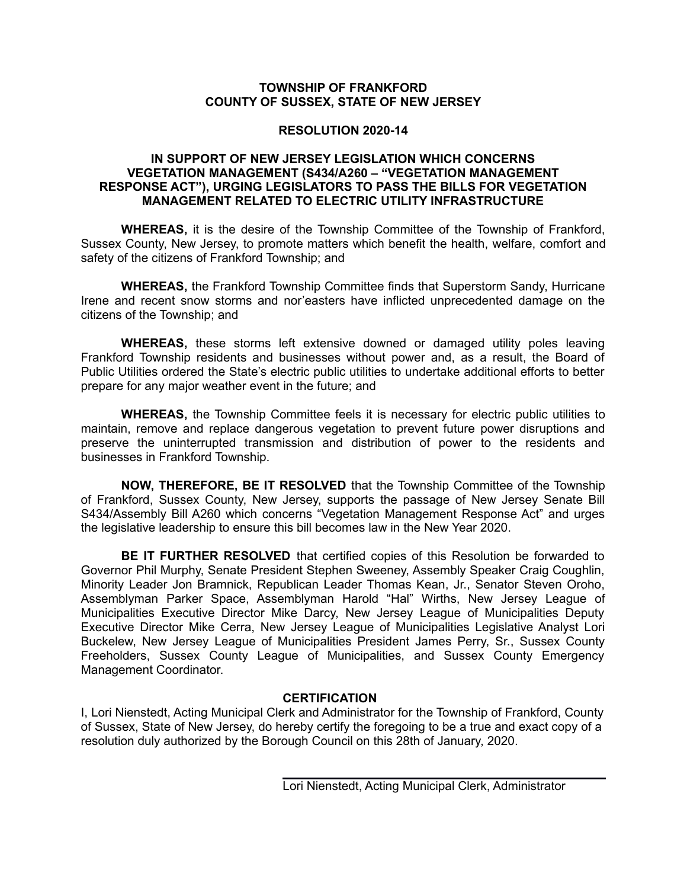**TOWNSHIP OF FRANKFORD**
**COUNTY OF SUSSEX, STATE OF NEW JERSEY**

**RESOLUTION 2020-14**

**IN SUPPORT OF NEW JERSEY LEGISLATION WHICH CONCERNS VEGETATION MANAGEMENT (S434/A260 – "VEGETATION MANAGEMENT RESPONSE ACT"), URGING LEGISLATORS TO PASS THE BILLS FOR VEGETATION MANAGEMENT RELATED TO ELECTRIC UTILITY INFRASTRUCTURE**

**WHEREAS,** it is the desire of the Township Committee of the Township of Frankford, Sussex County, New Jersey, to promote matters which benefit the health, welfare, comfort and safety of the citizens of Frankford Township; and

**WHEREAS,** the Frankford Township Committee finds that Superstorm Sandy, Hurricane Irene and recent snow storms and nor'easters have inflicted unprecedented damage on the citizens of the Township; and

**WHEREAS,** these storms left extensive downed or damaged utility poles leaving Frankford Township residents and businesses without power and, as a result, the Board of Public Utilities ordered the State's electric public utilities to undertake additional efforts to better prepare for any major weather event in the future; and

**WHEREAS,** the Township Committee feels it is necessary for electric public utilities to maintain, remove and replace dangerous vegetation to prevent future power disruptions and preserve the uninterrupted transmission and distribution of power to the residents and businesses in Frankford Township.

**NOW, THEREFORE, BE IT RESOLVED** that the Township Committee of the Township of Frankford, Sussex County, New Jersey, supports the passage of New Jersey Senate Bill S434/Assembly Bill A260 which concerns "Vegetation Management Response Act" and urges the legislative leadership to ensure this bill becomes law in the New Year 2020.

**BE IT FURTHER RESOLVED** that certified copies of this Resolution be forwarded to Governor Phil Murphy, Senate President Stephen Sweeney, Assembly Speaker Craig Coughlin, Minority Leader Jon Bramnick, Republican Leader Thomas Kean, Jr., Senator Steven Oroho, Assemblyman Parker Space, Assemblyman Harold "Hal" Wirths, New Jersey League of Municipalities Executive Director Mike Darcy, New Jersey League of Municipalities Deputy Executive Director Mike Cerra, New Jersey League of Municipalities Legislative Analyst Lori Buckelew, New Jersey League of Municipalities President James Perry, Sr., Sussex County Freeholders, Sussex County League of Municipalities, and Sussex County Emergency Management Coordinator.

**CERTIFICATION**

I, Lori Nienstedt, Acting Municipal Clerk and Administrator for the Township of Frankford, County of Sussex, State of New Jersey, do hereby certify the foregoing to be a true and exact copy of a resolution duly authorized by the Borough Council on this 28th of January, 2020.

Lori Nienstedt, Acting Municipal Clerk, Administrator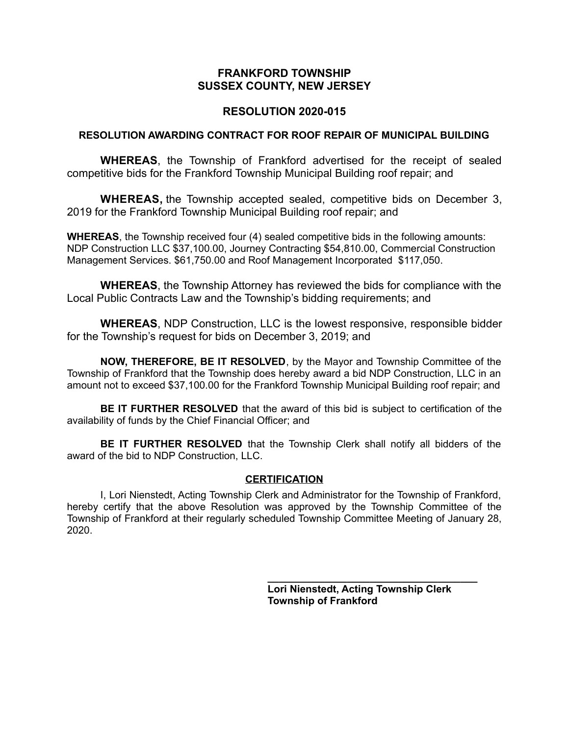**FRANKFORD TOWNSHIP**
**SUSSEX COUNTY, NEW JERSEY**

**RESOLUTION 2020-015**

**RESOLUTION AWARDING CONTRACT FOR ROOF REPAIR OF MUNICIPAL BUILDING**

**WHEREAS**, the Township of Frankford advertised for the receipt of sealed competitive bids for the Frankford Township Municipal Building roof repair; and

**WHEREAS,** the Township accepted sealed, competitive bids on December 3, 2019 for the Frankford Township Municipal Building roof repair; and

**WHEREAS**, the Township received four (4) sealed competitive bids in the following amounts: NDP Construction LLC $37,100.00, Journey Contracting $54,810.00, Commercial Construction Management Services. $61,750.00 and Roof Management Incorporated $117,050.

**WHEREAS**, the Township Attorney has reviewed the bids for compliance with the Local Public Contracts Law and the Township's bidding requirements; and

**WHEREAS**, NDP Construction, LLC is the lowest responsive, responsible bidder for the Township's request for bids on December 3, 2019; and

**NOW, THEREFORE, BE IT RESOLVED**, by the Mayor and Township Committee of the Township of Frankford that the Township does hereby award a bid NDP Construction, LLC in an amount not to exceed $37,100.00 for the Frankford Township Municipal Building roof repair; and

**BE IT FURTHER RESOLVED** that the award of this bid is subject to certification of the availability of funds by the Chief Financial Officer; and

**BE IT FURTHER RESOLVED** that the Township Clerk shall notify all bidders of the award of the bid to NDP Construction, LLC.

**CERTIFICATION**

I, Lori Nienstedt, Acting Township Clerk and Administrator for the Township of Frankford, hereby certify that the above Resolution was approved by the Township Committee of the Township of Frankford at their regularly scheduled Township Committee Meeting of January 28, 2020.

\_\_\_\_\_\_\_\_\_\_\_\_\_\_\_\_\_\_\_\_\_\_\_\_\_\_\_\_\_\_\_\_\_\_\_\_\_\_

**Lori Nienstedt, Acting Township Clerk**
**Township of Frankford**